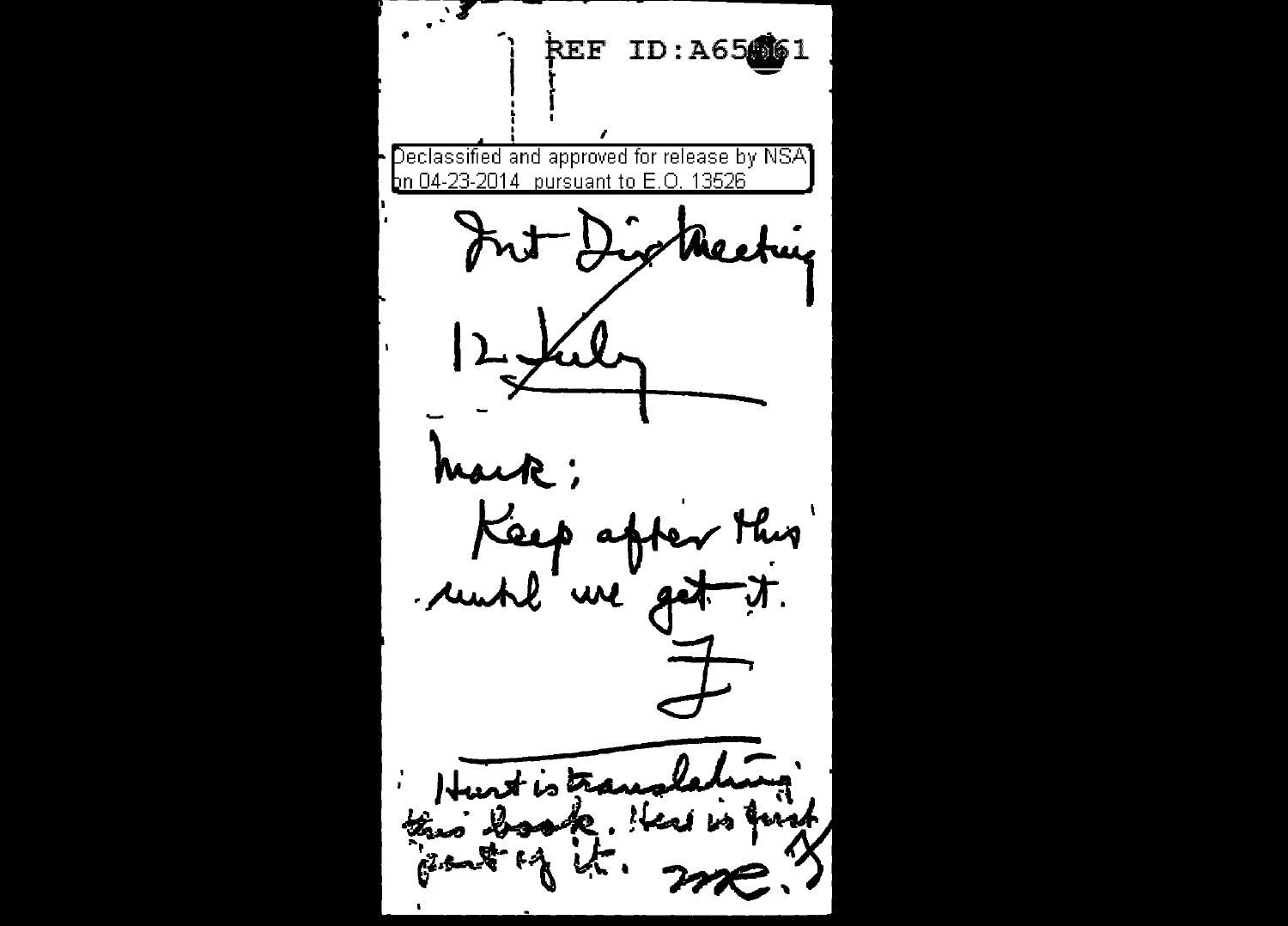REF ID:A65661

Declassified and approved for release by NSA on 04-23-2014 pursuant to E.O. 13526

Int Dir Meeting

12 July

Mark;

Keep after this until we get it.

F

Hurt is translating this book. Here is first part of it. me. F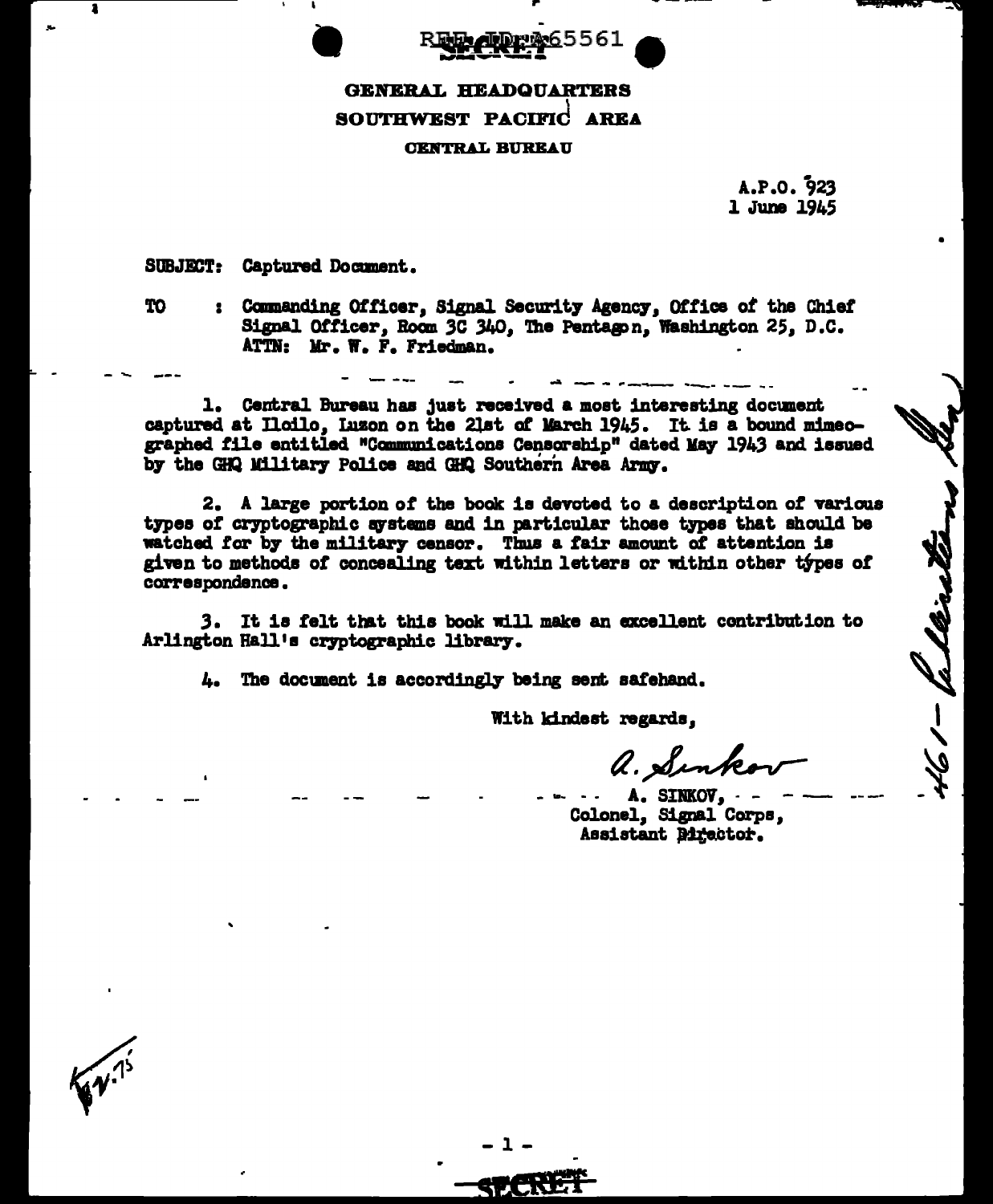REF ID:A65561

SECRET

**GENERAL HEADQUARTERS**
**SOUTHWEST PACIFIC AREA**
**CENTRAL BUREAU**

A.P.O. 923
1 June 1945

SUBJECT: Captured Document.

TO : Commanding Officer, Signal Security Agency, Office of the Chief Signal Officer, Room 3C 340, The Pentagon, Washington 25, D.C. ATTN: Mr. W. F. Friedman.

1. Central Bureau has just received a most interesting document captured at Iloilo, Luzon on the 21st of March 1945. It is a bound mimeographed file entitled "Communications Censorship" dated May 1943 and issued by the GHQ Military Police and GHQ Southern Area Army.

2. A large portion of the book is devoted to a description of various types of cryptographic systems and in particular those types that should be watched for by the military censor. Thus a fair amount of attention is given to methods of concealing text within letters or within other types of correspondence.

3. It is felt that this book will make an excellent contribution to Arlington Hall's cryptographic library.

4. The document is accordingly being sent safehand.

With kindest regards,

A. Sinkov

A. SINKOV,
Colonel, Signal Corps,
Assistant Director.

461 - Publications Rev

SECRET